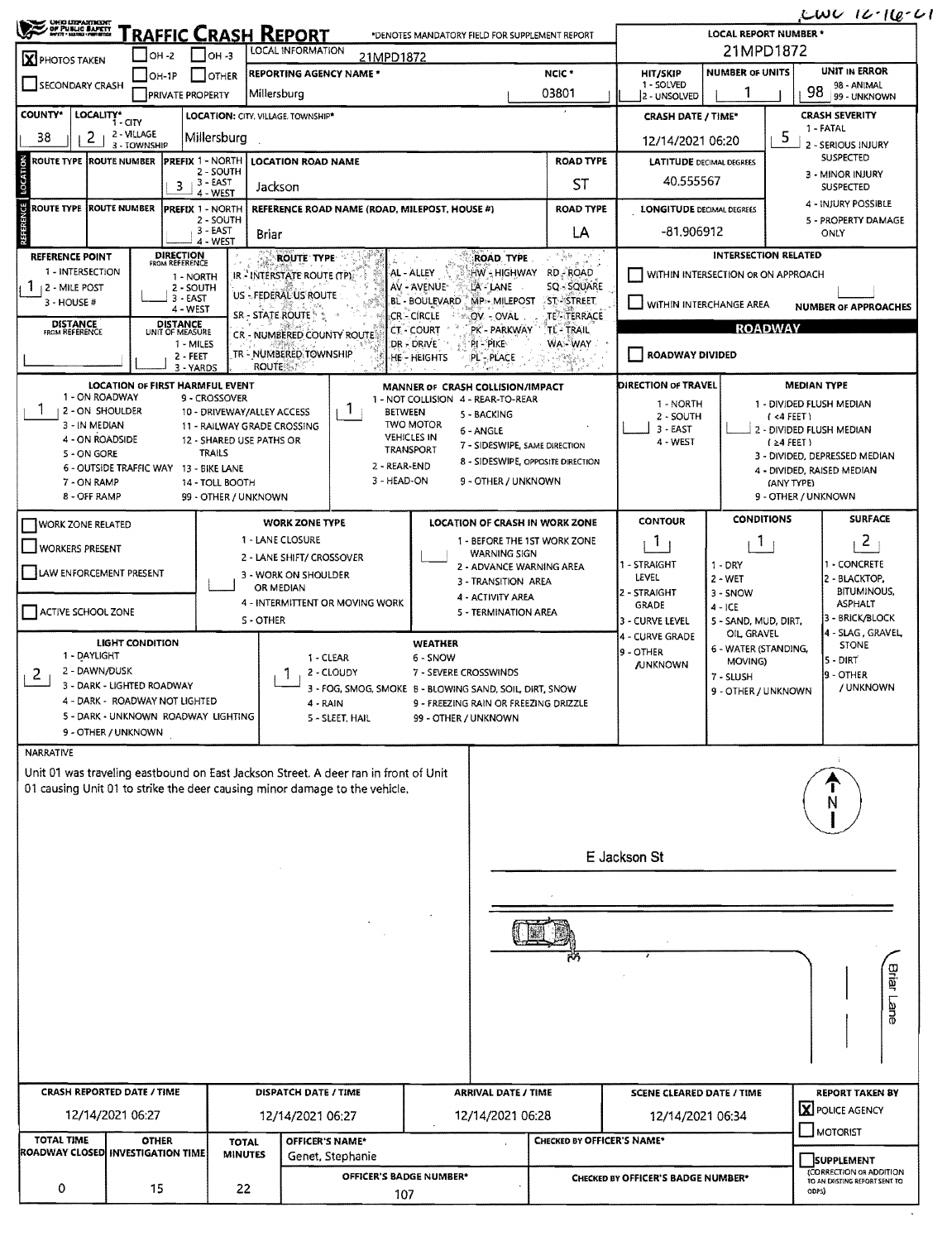LWC 12-16-21

# TRAFFIC CRASH REPORT

OHIO DEPARTMENT OF PUBLIC SAFETY

*DENOTES MANDATORY FIELD FOR SUPPLEMENT REPORT

| Field | Value |
|---|---|
| PHOTOS TAKEN | X |
| LOCAL INFORMATION | 21MPD1872 |
| REPORTING AGENCY NAME* | Millersburg |
| NCIC* | 03801 |
| LOCAL REPORT NUMBER* | 21MPD1872 |
| HIT/SKIP (1 - SOLVED, 2 - UNSOLVED) | |
| NUMBER OF UNITS | 1 |
| UNIT IN ERROR (98 - ANIMAL, 99 - UNKNOWN) | 98 |
| COUNTY* | 38 |
| LOCALITY* (1 - CITY, 2 - VILLAGE, 3 - TOWNSHIP) | 2 |
| LOCATION: CITY, VILLAGE, TOWNSHIP* | Millersburg |
| CRASH DATE / TIME* | 12/14/2021 06:20 |
| CRASH SEVERITY (1 - FATAL, 2 - SERIOUS INJURY SUSPECTED, 3 - MINOR INJURY SUSPECTED, 4 - INJURY POSSIBLE, 5 - PROPERTY DAMAGE ONLY) | 5 |

## LOCATION

| ROUTE TYPE | ROUTE NUMBER | PREFIX (1 - NORTH, 2 - SOUTH, 3 - EAST, 4 - WEST) | LOCATION ROAD NAME | ROAD TYPE | LATITUDE DECIMAL DEGREES |
|---|---|---|---|---|---|
| | | 3 | Jackson | ST | 40.555567 |

## REFERENCE

| ROUTE TYPE | ROUTE NUMBER | PREFIX | REFERENCE ROAD NAME (ROAD, MILEPOST, HOUSE #) | ROAD TYPE | LONGITUDE DECIMAL DEGREES |
|---|---|---|---|---|---|
| | | | Briar | LA | -81.906912 |

REFERENCE POINT (1 - INTERSECTION, 2 - MILE POST, 3 - HOUSE #): 1

DIRECTION FROM REFERENCE (1 - NORTH, 2 - SOUTH, 3 - EAST, 4 - WEST):

DISTANCE FROM REFERENCE:

DISTANCE UNIT OF MEASURE (1 - MILES, 2 - FEET, 3 - YARDS):

ROUTE TYPE: IR - INTERSTATE ROUTE (TP), US - FEDERAL US ROUTE, SR - STATE ROUTE, CR - NUMBERED COUNTY ROUTE, TR - NUMBERED TOWNSHIP ROUTE

ROAD TYPE: AL - ALLEY, AV - AVENUE, BL - BOULEVARD, CR - CIRCLE, CT - COURT, DR - DRIVE, HE - HEIGHTS, HW - HIGHWAY, LA - LANE, MP - MILEPOST, OV - OVAL, PK - PARKWAY, PI - PIKE, PL - PLACE, RD - ROAD, SQ - SQUARE, ST - STREET, TE - TERRACE, TL - TRAIL, WA - WAY

## INTERSECTION RELATED

- [ ] WITHIN INTERSECTION OR ON APPROACH
- [ ] WITHIN INTERCHANGE AREA

NUMBER OF APPROACHES:

## ROADWAY

- [ ] ROADWAY DIVIDED

LOCATION OF FIRST HARMFUL EVENT: 1
(1 - ON ROADWAY, 2 - ON SHOULDER, 3 - IN MEDIAN, 4 - ON ROADSIDE, 5 - ON GORE, 6 - OUTSIDE TRAFFIC WAY, 7 - ON RAMP, 8 - OFF RAMP, 9 - CROSSOVER, 10 - DRIVEWAY/ALLEY ACCESS, 11 - RAILWAY GRADE CROSSING, 12 - SHARED USE PATHS OR TRAILS, 13 - BIKE LANE, 14 - TOLL BOOTH, 99 - OTHER / UNKNOWN)

MANNER OF CRASH COLLISION/IMPACT: 1
(1 - NOT COLLISION BETWEEN TWO MOTOR VEHICLES IN TRANSPORT, 2 - REAR-END, 3 - HEAD-ON, 4 - REAR-TO-REAR, 5 - BACKING, 6 - ANGLE, 7 - SIDESWIPE, SAME DIRECTION, 8 - SIDESWIPE, OPPOSITE DIRECTION, 9 - OTHER / UNKNOWN)

DIRECTION OF TRAVEL (1 - NORTH, 2 - SOUTH, 3 - EAST, 4 - WEST):

MEDIAN TYPE (1 - DIVIDED FLUSH MEDIAN (<4 FEET), 2 - DIVIDED FLUSH MEDIAN (≥4 FEET), 3 - DIVIDED, DEPRESSED MEDIAN, 4 - DIVIDED, RAISED MEDIAN (ANY TYPE), 9 - OTHER / UNKNOWN):

- [ ] WORK ZONE RELATED
- [ ] WORKERS PRESENT
- [ ] LAW ENFORCEMENT PRESENT
- [ ] ACTIVE SCHOOL ZONE

WORK ZONE TYPE (1 - LANE CLOSURE, 2 - LANE SHIFT/ CROSSOVER, 3 - WORK ON SHOULDER OR MEDIAN, 4 - INTERMITTENT OR MOVING WORK, 5 - OTHER):

LOCATION OF CRASH IN WORK ZONE (1 - BEFORE THE 1ST WORK ZONE WARNING SIGN, 2 - ADVANCE WARNING AREA, 3 - TRANSITION AREA, 4 - ACTIVITY AREA, 5 - TERMINATION AREA):

CONTOUR: 1 (1 - STRAIGHT LEVEL, 2 - STRAIGHT GRADE, 3 - CURVE LEVEL, 4 - CURVE GRADE, 9 - OTHER /UNKNOWN)

CONDITIONS: 1 (1 - DRY, 2 - WET, 3 - SNOW, 4 - ICE, 5 - SAND, MUD, DIRT, OIL, GRAVEL, 6 - WATER (STANDING, MOVING), 7 - SLUSH, 9 - OTHER / UNKNOWN)

SURFACE: 2 (1 - CONCRETE, 2 - BLACKTOP, BITUMINOUS, ASPHALT, 3 - BRICK/BLOCK, 4 - SLAG, GRAVEL, STONE, 5 - DIRT, 9 - OTHER / UNKNOWN)

LIGHT CONDITION: 2 (1 - DAYLIGHT, 2 - DAWN/DUSK, 3 - DARK - LIGHTED ROADWAY, 4 - DARK - ROADWAY NOT LIGHTED, 5 - DARK - UNKNOWN ROADWAY LIGHTING, 9 - OTHER / UNKNOWN)

WEATHER: 1 (1 - CLEAR, 2 - CLOUDY, 3 - FOG, SMOG, SMOKE, 4 - RAIN, 5 - SLEET, HAIL, 6 - SNOW, 7 - SEVERE CROSSWINDS, 8 - BLOWING SAND, SOIL, DIRT, SNOW, 9 - FREEZING RAIN OR FREEZING DRIZZLE, 99 - OTHER / UNKNOWN)

## NARRATIVE

Unit 01 was traveling eastbound on East Jackson Street. A deer ran in front of Unit 01 causing Unit 01 to strike the deer causing minor damage to the vehicle.

E Jackson St

Briar Lane

N

| CRASH REPORTED DATE / TIME | DISPATCH DATE / TIME | ARRIVAL DATE / TIME | SCENE CLEARED DATE / TIME | REPORT TAKEN BY |
|---|---|---|---|---|
| 12/14/2021 06:27 | 12/14/2021 06:27 | 12/14/2021 06:28 | 12/14/2021 06:34 | [X] POLICE AGENCY [ ] MOTORIST |

| TOTAL TIME ROADWAY CLOSED | OTHER INVESTIGATION TIME | TOTAL MINUTES | OFFICER'S NAME* | OFFICER'S BADGE NUMBER* | CHECKED BY OFFICER'S NAME* | CHECKED BY OFFICER'S BADGE NUMBER* |
|---|---|---|---|---|---|---|
| 0 | 15 | 22 | Genet, Stephanie | 107 | | |

- [ ] SUPPLEMENT (CORRECTION OR ADDITION TO AN EXISTING REPORT SENT TO ODPS)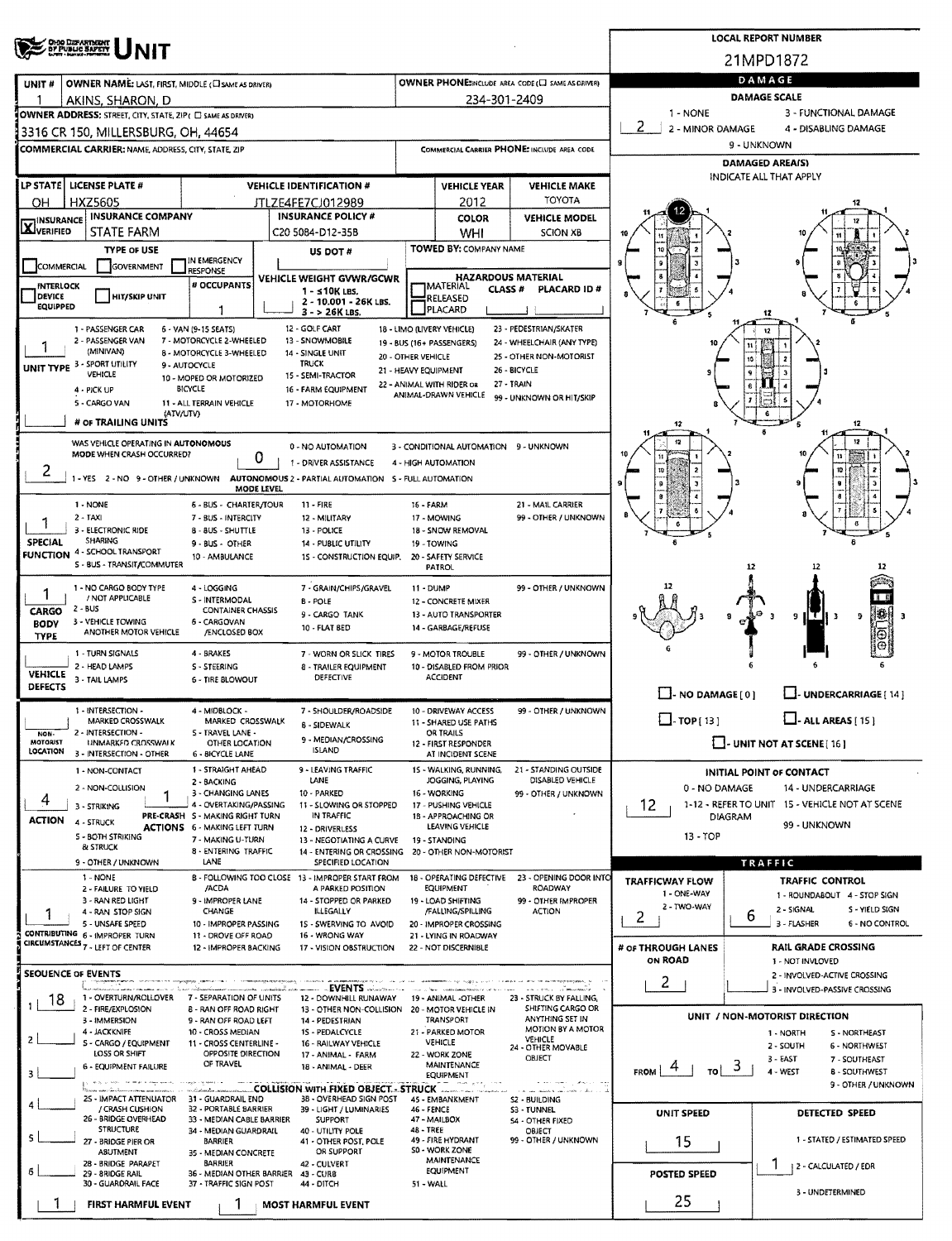# UNIT

**LOCAL REPORT NUMBER:** 21MPD1872

| UNIT # | OWNER NAME: LAST, FIRST, MIDDLE (☐ SAME AS DRIVER) | OWNER PHONE: INCLUDE AREA CODE (☐ SAME AS DRIVER) |
|---|---|---|
| 1 | AKINS, SHARON, D | 234-301-2409 |

**OWNER ADDRESS:** STREET, CITY, STATE, ZIP (☐ SAME AS DRIVER)
3316 CR 150, MILLERSBURG, OH, 44654

**COMMERCIAL CARRIER:** NAME, ADDRESS, CITY, STATE, ZIP | **COMMERCIAL CARRIER PHONE:** INCLUDE AREA CODE

| LP STATE | LICENSE PLATE # | VEHICLE IDENTIFICATION # | VEHICLE YEAR | VEHICLE MAKE |
|---|---|---|---|---|
| OH | HXZ5605 | JTLZE4FE7CJ012989 | 2012 | TOYOTA |

| INSURANCE | INSURANCE COMPANY | INSURANCE POLICY # | COLOR | VEHICLE MODEL |
|---|---|---|---|---|
| ☒ VERIFIED | STATE FARM | C20 5084-D12-35B | WHI | SCION XB |

**TYPE OF USE:** ☐ COMMERCIAL ☐ GOVERNMENT ☐ IN EMERGENCY RESPONSE | **US DOT #** | **TOWED BY:** COMPANY NAME

☐ INTERLOCK DEVICE EQUIPPED ☐ HIT/SKIP UNIT | **# OCCUPANTS:** 1

**VEHICLE WEIGHT GVWR/GCWR:** 1 - ≤10K LBS. 2 - 10.001 - 26K LBS. 3 - > 26K LBS.

**HAZARDOUS MATERIAL:** ☐ MATERIAL RELEASED ☐ PLACARD | CLASS # | PLACARD ID #

**UNIT TYPE:** 1
1 - PASSENGER CAR, 2 - PASSENGER VAN (MINIVAN), 3 - SPORT UTILITY VEHICLE, 4 - PICK UP, 5 - CARGO VAN, 6 - VAN (9-15 SEATS), 7 - MOTORCYCLE 2-WHEELED, 8 - MOTORCYCLE 3-WHEELED, 9 - AUTOCYCLE, 10 - MOPED OR MOTORIZED BICYCLE, 11 - ALL TERRAIN VEHICLE (ATV/UTV), 12 - GOLF CART, 13 - SNOWMOBILE, 14 - SINGLE UNIT TRUCK, 15 - SEMI-TRACTOR, 16 - FARM EQUIPMENT, 17 - MOTORHOME, 18 - LIMO (LIVERY VEHICLE), 19 - BUS (16+ PASSENGERS), 20 - OTHER VEHICLE, 21 - HEAVY EQUIPMENT, 22 - ANIMAL WITH RIDER OR ANIMAL-DRAWN VEHICLE, 23 - PEDESTRIAN/SKATER, 24 - WHEELCHAIR (ANY TYPE), 25 - OTHER NON-MOTORIST, 26 - BICYCLE, 27 - TRAIN, 99 - UNKNOWN OR HIT/SKIP

**# OF TRAILING UNITS:**

**WAS VEHICLE OPERATING IN AUTONOMOUS MODE WHEN CRASH OCCURRED?** 2
1 - YES 2 - NO 9 - OTHER / UNKNOWN

**AUTONOMOUS MODE LEVEL:** 0
0 - NO AUTOMATION, 1 - DRIVER ASSISTANCE, 2 - PARTIAL AUTOMATION, 3 - CONDITIONAL AUTOMATION, 4 - HIGH AUTOMATION, 5 - FULL AUTOMATION, 9 - UNKNOWN

**SPECIAL FUNCTION:** 1
1 - NONE, 2 - TAXI, 3 - ELECTRONIC RIDE SHARING, 4 - SCHOOL TRANSPORT, 5 - BUS - TRANSIT/COMMUTER, 6 - BUS - CHARTER/TOUR, 7 - BUS - INTERCITY, 8 - BUS - SHUTTLE, 9 - BUS - OTHER, 10 - AMBULANCE, 11 - FIRE, 12 - MILITARY, 13 - POLICE, 14 - PUBLIC UTILITY, 15 - CONSTRUCTION EQUIP., 16 - FARM, 17 - MOWING, 18 - SNOW REMOVAL, 19 - TOWING, 20 - SAFETY SERVICE PATROL, 21 - MAIL CARRIER, 99 - OTHER / UNKNOWN

**CARGO BODY TYPE:** 1
1 - NO CARGO BODY TYPE / NOT APPLICABLE, 2 - BUS, 3 - VEHICLE TOWING ANOTHER MOTOR VEHICLE, 4 - LOGGING, 5 - INTERMODAL CONTAINER CHASSIS, 6 - CARGOVAN /ENCLOSED BOX, 7 - GRAIN/CHIPS/GRAVEL, 8 - POLE, 9 - CARGO TANK, 10 - FLAT BED, 11 - DUMP, 12 - CONCRETE MIXER, 13 - AUTO TRANSPORTER, 14 - GARBAGE/REFUSE, 99 - OTHER / UNKNOWN

**VEHICLE DEFECTS:**
1 - TURN SIGNALS, 2 - HEAD LAMPS, 3 - TAIL LAMPS, 4 - BRAKES, 5 - STEERING, 6 - TIRE BLOWOUT, 7 - WORN OR SLICK TIRES, 8 - TRAILER EQUIPMENT DEFECTIVE, 9 - MOTOR TROUBLE, 10 - DISABLED FROM PRIOR ACCIDENT, 99 - OTHER / UNKNOWN

**NON-MOTORIST LOCATION:**
1 - INTERSECTION - MARKED CROSSWALK, 2 - INTERSECTION - UNMARKED CROSSWALK, 3 - INTERSECTION - OTHER, 4 - MIDBLOCK - MARKED CROSSWALK, 5 - TRAVEL LANE - OTHER LOCATION, 6 - BICYCLE LANE, 7 - SHOULDER/ROADSIDE, 8 - SIDEWALK, 9 - MEDIAN/CROSSING ISLAND, 10 - DRIVEWAY ACCESS, 11 - SHARED USE PATHS OR TRAILS, 12 - FIRST RESPONDER AT INCIDENT SCENE, 99 - OTHER / UNKNOWN

**ACTION:** 4 | **PRE-CRASH ACTIONS:** 1
1 - NON-CONTACT, 2 - NON-COLLISION, 3 - STRIKING, 4 - STRUCK, 5 - BOTH STRIKING & STRUCK, 9 - OTHER / UNKNOWN
1 - STRAIGHT AHEAD, 2 - BACKING, 3 - CHANGING LANES, 4 - OVERTAKING/PASSING, 5 - MAKING RIGHT TURN, 6 - MAKING LEFT TURN, 7 - MAKING U-TURN, 8 - ENTERING TRAFFIC LANE, 9 - LEAVING TRAFFIC LANE, 10 - PARKED, 11 - SLOWING OR STOPPED IN TRAFFIC, 12 - DRIVERLESS, 13 - NEGOTIATING A CURVE, 14 - ENTERING OR CROSSING SPECIFIED LOCATION, 15 - WALKING, RUNNING, JOGGING, PLAYING, 16 - WORKING, 17 - PUSHING VEHICLE, 18 - APPROACHING OR LEAVING VEHICLE, 19 - STANDING, 20 - OTHER NON-MOTORIST, 21 - STANDING OUTSIDE DISABLED VEHICLE, 99 - OTHER / UNKNOWN

**CONTRIBUTING CIRCUMSTANCES:** 1
1 - NONE, 2 - FAILURE TO YIELD, 3 - RAN RED LIGHT, 4 - RAN STOP SIGN, 5 - UNSAFE SPEED, 6 - IMPROPER TURN, 7 - LEFT OF CENTER, 8 - FOLLOWING TOO CLOSE /ACDA, 9 - IMPROPER LANE CHANGE, 10 - IMPROPER PASSING, 11 - DROVE OFF ROAD, 12 - IMPROPER BACKING, 13 - IMPROPER START FROM A PARKED POSITION, 14 - STOPPED OR PARKED ILLEGALLY, 15 - SWERVING TO AVOID, 16 - WRONG WAY, 17 - VISION OBSTRUCTION, 18 - OPERATING DEFECTIVE EQUIPMENT, 19 - LOAD SHIFTING /FALLING/SPILLING, 20 - IMPROPER CROSSING, 21 - LYING IN ROADWAY, 22 - NOT DISCERNIBLE, 23 - OPENING DOOR INTO ROADWAY, 99 - OTHER IMPROPER ACTION

**SEQUENCE OF EVENTS:** 1: 18, 2: , 3: , 4: , 5: , 6:

**EVENTS:**
1 - OVERTURN/ROLLOVER, 2 - FIRE/EXPLOSION, 3 - IMMERSION, 4 - JACKKNIFE, 5 - CARGO / EQUIPMENT LOSS OR SHIFT, 6 - EQUIPMENT FAILURE, 7 - SEPARATION OF UNITS, 8 - RAN OFF ROAD RIGHT, 9 - RAN OFF ROAD LEFT, 10 - CROSS MEDIAN, 11 - CROSS CENTERLINE - OPPOSITE DIRECTION OF TRAVEL, 12 - DOWNHILL RUNAWAY, 13 - OTHER NON-COLLISION, 14 - PEDESTRIAN, 15 - PEDALCYCLE, 16 - RAILWAY VEHICLE, 17 - ANIMAL - FARM, 18 - ANIMAL - DEER, 19 - ANIMAL -OTHER, 20 - MOTOR VEHICLE IN TRANSPORT, 21 - PARKED MOTOR VEHICLE, 22 - WORK ZONE MAINTENANCE EQUIPMENT, 23 - STRUCK BY FALLING, SHIFTING CARGO OR ANYTHING SET IN MOTION BY A MOTOR VEHICLE, 24 - OTHER MOVABLE OBJECT

**COLLISION WITH FIXED OBJECT - STRUCK:**
25 - IMPACT ATTENUATOR / CRASH CUSHION, 26 - BRIDGE OVERHEAD STRUCTURE, 27 - BRIDGE PIER OR ABUTMENT, 28 - BRIDGE PARAPET, 29 - BRIDGE RAIL, 30 - GUARDRAIL FACE, 31 - GUARDRAIL END, 32 - PORTABLE BARRIER, 33 - MEDIAN CABLE BARRIER, 34 - MEDIAN GUARDRAIL BARRIER, 35 - MEDIAN CONCRETE BARRIER, 36 - MEDIAN OTHER BARRIER, 37 - TRAFFIC SIGN POST, 38 - OVERHEAD SIGN POST, 39 - LIGHT / LUMINARIES SUPPORT, 40 - UTILITY POLE, 41 - OTHER POST, POLE OR SUPPORT, 42 - CULVERT, 43 - CURB, 44 - DITCH, 45 - EMBANKMENT, 46 - FENCE, 47 - MAILBOX, 48 - TREE, 49 - FIRE HYDRANT, 50 - WORK ZONE MAINTENANCE EQUIPMENT, 51 - WALL, 52 - BUILDING, 53 - TUNNEL, 54 - OTHER FIXED OBJECT, 99 - OTHER / UNKNOWN

**FIRST HARMFUL EVENT:** 1 | **MOST HARMFUL EVENT:** 1

## DAMAGE

**DAMAGE SCALE:** 2
1 - NONE, 2 - MINOR DAMAGE, 3 - FUNCTIONAL DAMAGE, 4 - DISABLING DAMAGE, 9 - UNKNOWN

**DAMAGED AREA(S)** INDICATE ALL THAT APPLY: 12

☐ - NO DAMAGE [ 0 ] ☐ - UNDERCARRIAGE [ 14 ] ☐ - TOP [ 13 ] ☐ - ALL AREAS [ 15 ] ☐ - UNIT NOT AT SCENE [ 16 ]

**INITIAL POINT OF CONTACT:** 12
0 - NO DAMAGE, 1-12 - REFER TO UNIT DIAGRAM, 13 - TOP, 14 - UNDERCARRIAGE, 15 - VEHICLE NOT AT SCENE, 99 - UNKNOWN

## TRAFFIC

**TRAFFICWAY FLOW:** 2 (1 - ONE-WAY, 2 - TWO-WAY)

**TRAFFIC CONTROL:** 6
1 - ROUNDABOUT, 2 - SIGNAL, 3 - FLASHER, 4 - STOP SIGN, 5 - YIELD SIGN, 6 - NO CONTROL

**# OF THROUGH LANES ON ROAD:** 2

**RAIL GRADE CROSSING:** 1 - NOT INVLOVED, 2 - INVOLVED-ACTIVE CROSSING, 3 - INVOLVED-PASSIVE CROSSING

**UNIT / NON-MOTORIST DIRECTION:** FROM 4 TO 3
1 - NORTH, 2 - SOUTH, 3 - EAST, 4 - WEST, 5 - NORTHEAST, 6 - NORTHWEST, 7 - SOUTHEAST, 8 - SOUTHWEST, 9 - OTHER / UNKNOWN

**UNIT SPEED:** 15

**POSTED SPEED:** 25

**DETECTED SPEED:** 1
1 - STATED / ESTIMATED SPEED, 2 - CALCULATED / EDR, 3 - UNDETERMINED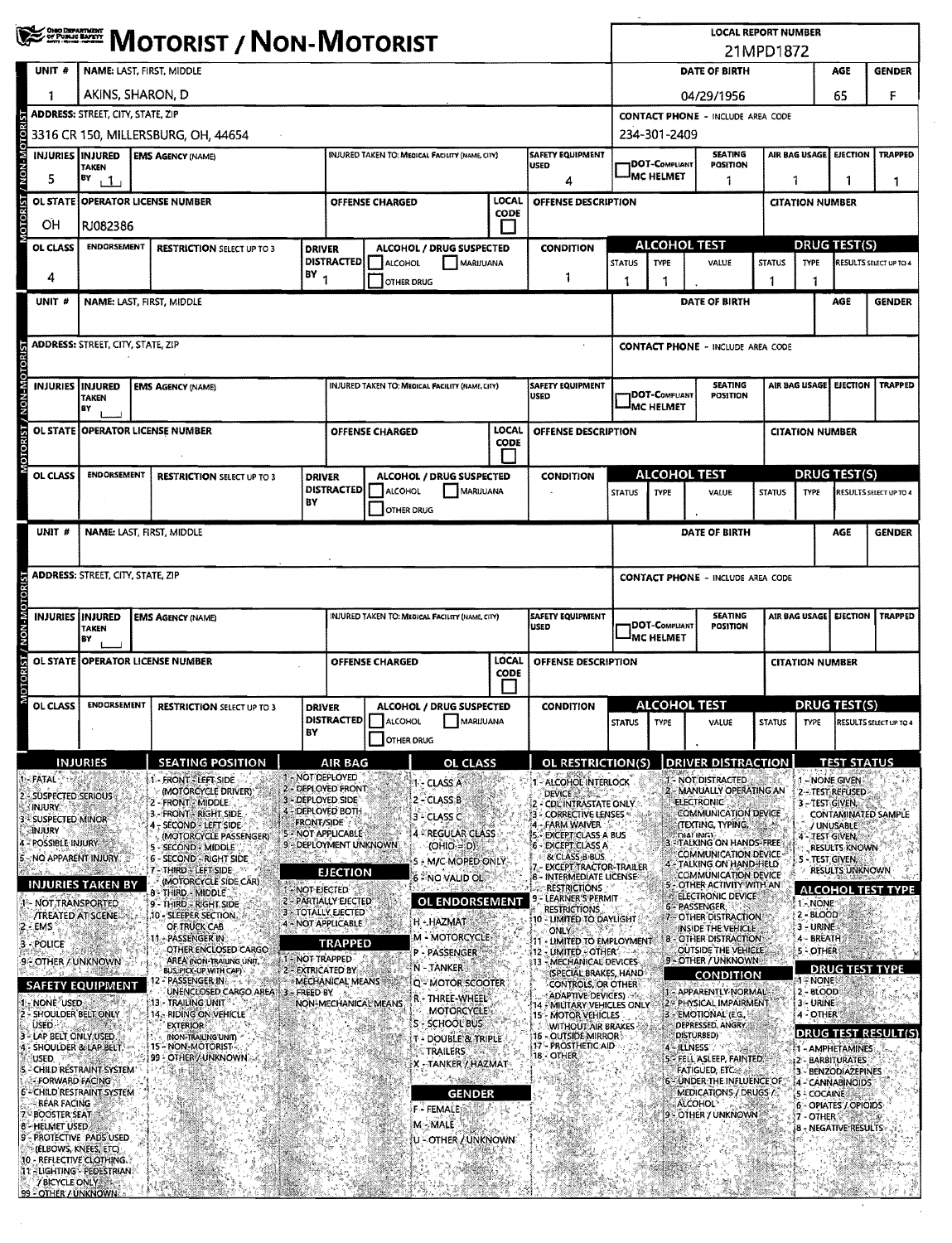# MOTORIST / NON-MOTORIST

OHIO DEPARTMENT OF PUBLIC SAFETY

**LOCAL REPORT NUMBER:** 21MPD1872

## Unit 1

| UNIT # | NAME: LAST, FIRST, MIDDLE | DATE OF BIRTH | AGE | GENDER |
|---|---|---|---|---|
| 1 | AKINS, SHARON, D | 04/29/1956 | 65 | F |

| ADDRESS: STREET, CITY, STATE, ZIP | CONTACT PHONE - INCLUDE AREA CODE |
|---|---|
| 3316 CR 150, MILLERSBURG, OH, 44654 | 234-301-2409 |

| INJURIES | INJURED TAKEN BY | EMS AGENCY (NAME) | INJURED TAKEN TO: MEDICAL FACILITY (NAME, CITY) | SAFETY EQUIPMENT USED | DOT-COMPLIANT MC HELMET | SEATING POSITION | AIR BAG USAGE | EJECTION | TRAPPED |
|---|---|---|---|---|---|---|---|---|---|
| 5 | 1 | | | 4 | | 1 | 1 | 1 | 1 |

| OL STATE | OPERATOR LICENSE NUMBER | OFFENSE CHARGED | LOCAL CODE | OFFENSE DESCRIPTION | CITATION NUMBER |
|---|---|---|---|---|---|
| OH | RJ082386 | | ☐ | | |

| OL CLASS | ENDORSEMENT | RESTRICTION SELECT UP TO 3 | DRIVER DISTRACTED BY | ALCOHOL / DRUG SUSPECTED | CONDITION | ALCOHOL TEST STATUS | ALCOHOL TEST TYPE | ALCOHOL TEST VALUE | DRUG TEST(S) STATUS | DRUG TEST(S) TYPE | RESULTS SELECT UP TO 4 |
|---|---|---|---|---|---|---|---|---|---|---|---|
| 4 | | | 1 | ☐ ALCOHOL ☐ MARIJUANA ☐ OTHER DRUG | 1 | 1 | 1 | . | 1 | 1 | |

## Unit (blank)

| UNIT # | NAME: LAST, FIRST, MIDDLE | DATE OF BIRTH | AGE | GENDER |
|---|---|---|---|---|
| | | | | |

| ADDRESS: STREET, CITY, STATE, ZIP | CONTACT PHONE - INCLUDE AREA CODE |
|---|---|
| | |

| INJURIES | INJURED TAKEN BY | EMS AGENCY (NAME) | INJURED TAKEN TO: MEDICAL FACILITY (NAME, CITY) | SAFETY EQUIPMENT USED | DOT-COMPLIANT MC HELMET | SEATING POSITION | AIR BAG USAGE | EJECTION | TRAPPED |
|---|---|---|---|---|---|---|---|---|---|
| | | | | | | | | | |

| OL STATE | OPERATOR LICENSE NUMBER | OFFENSE CHARGED | LOCAL CODE | OFFENSE DESCRIPTION | CITATION NUMBER |
|---|---|---|---|---|---|
| | | | ☐ | | |

| OL CLASS | ENDORSEMENT | RESTRICTION SELECT UP TO 3 | DRIVER DISTRACTED BY | ALCOHOL / DRUG SUSPECTED | CONDITION | ALCOHOL TEST STATUS | ALCOHOL TEST TYPE | ALCOHOL TEST VALUE | DRUG TEST(S) STATUS | DRUG TEST(S) TYPE | RESULTS SELECT UP TO 4 |
|---|---|---|---|---|---|---|---|---|---|---|---|
| | | | | ☐ ALCOHOL ☐ MARIJUANA ☐ OTHER DRUG | | | | . | | | |

## Unit (blank)

| UNIT # | NAME: LAST, FIRST, MIDDLE | DATE OF BIRTH | AGE | GENDER |
|---|---|---|---|---|
| | | | | |

| ADDRESS: STREET, CITY, STATE, ZIP | CONTACT PHONE - INCLUDE AREA CODE |
|---|---|
| | |

| INJURIES | INJURED TAKEN BY | EMS AGENCY (NAME) | INJURED TAKEN TO: MEDICAL FACILITY (NAME, CITY) | SAFETY EQUIPMENT USED | DOT-COMPLIANT MC HELMET | SEATING POSITION | AIR BAG USAGE | EJECTION | TRAPPED |
|---|---|---|---|---|---|---|---|---|---|
| | | | | | | | | | |

| OL STATE | OPERATOR LICENSE NUMBER | OFFENSE CHARGED | LOCAL CODE | OFFENSE DESCRIPTION | CITATION NUMBER |
|---|---|---|---|---|---|
| | | | ☐ | | |

| OL CLASS | ENDORSEMENT | RESTRICTION SELECT UP TO 3 | DRIVER DISTRACTED BY | ALCOHOL / DRUG SUSPECTED | CONDITION | ALCOHOL TEST STATUS | ALCOHOL TEST TYPE | ALCOHOL TEST VALUE | DRUG TEST(S) STATUS | DRUG TEST(S) TYPE | RESULTS SELECT UP TO 4 |
|---|---|---|---|---|---|---|---|---|---|---|---|
| | | | | ☐ ALCOHOL ☐ MARIJUANA ☐ OTHER DRUG | | | | . | | | |

## Codes

**INJURIES**
1 - FATAL
2 - SUSPECTED SERIOUS INJURY
3 - SUSPECTED MINOR INJURY
4 - POSSIBLE INJURY
5 - NO APPARENT INJURY

**INJURIES TAKEN BY**
1 - NOT TRANSPORTED /TREATED AT SCENE
2 - EMS
3 - POLICE
9 - OTHER / UNKNOWN

**SAFETY EQUIPMENT**
1 - NONE USED
2 - SHOULDER BELT ONLY USED
3 - LAP BELT ONLY USED
4 - SHOULDER & LAP BELT USED
5 - CHILD RESTRAINT SYSTEM - FORWARD FACING
6 - CHILD RESTRAINT SYSTEM - REAR FACING
7 - BOOSTER SEAT
8 - HELMET USED
9 - PROTECTIVE PADS USED (ELBOWS, KNEES, ETC)
10 - REFLECTIVE CLOTHING
11 - LIGHTING - PEDESTRIAN / BICYCLE ONLY
99 - OTHER / UNKNOWN

**SEATING POSITION**
1 - FRONT - LEFT SIDE (MOTORCYCLE DRIVER)
2 - FRONT - MIDDLE
3 - FRONT - RIGHT SIDE
4 - SECOND - LEFT SIDE (MOTORCYCLE PASSENGER)
5 - SECOND - MIDDLE
6 - SECOND - RIGHT SIDE
7 - THIRD - LEFT SIDE (MOTORCYCLE SIDE CAR)
8 - THIRD - MIDDLE
9 - THIRD - RIGHT SIDE
10 - SLEEPER SECTION OF TRUCK CAB
11 - PASSENGER IN OTHER ENCLOSED CARGO AREA (NON-TRAILING UNIT, BUS, PICK-UP WITH CAP)
12 - PASSENGER IN UNENCLOSED CARGO AREA
13 - TRAILING UNIT
14 - RIDING ON VEHICLE EXTERIOR (NON-TRAILING UNIT)
15 - NON-MOTORIST
99 - OTHER / UNKNOWN

**AIR BAG**
1 - NOT DEPLOYED
2 - DEPLOYED FRONT
3 - DEPLOYED SIDE
4 - DEPLOYED BOTH FRONT/SIDE
5 - NOT APPLICABLE
9 - DEPLOYMENT UNKNOWN

**EJECTION**
1 - NOT EJECTED
2 - PARTIALLY EJECTED
3 - TOTALLY EJECTED
4 - NOT APPLICABLE

**TRAPPED**
1 - NOT TRAPPED
2 - EXTRICATED BY MECHANICAL MEANS
3 - FREED BY NON-MECHANICAL MEANS

**OL CLASS**
1 - CLASS A
2 - CLASS B
3 - CLASS C
4 - REGULAR CLASS (OHIO = D)
5 - M/C MOPED ONLY
6 - NO VALID OL

**OL ENDORSEMENT**
H - HAZMAT
M - MOTORCYCLE
P - PASSENGER
N - TANKER
Q - MOTOR SCOOTER
R - THREE-WHEEL MOTORCYCLE
S - SCHOOL BUS
T - DOUBLE & TRIPLE TRAILERS
X - TANKER / HAZMAT

**GENDER**
F - FEMALE
M - MALE
U - OTHER / UNKNOWN

**OL RESTRICTION(S)**
1 - ALCOHOL INTERLOCK DEVICE
2 - CDL INTRASTATE ONLY
3 - CORRECTIVE LENSES
4 - FARM WAIVER
5 - EXCEPT CLASS A BUS
6 - EXCEPT CLASS A & CLASS B BUS
7 - EXCEPT TRACTOR-TRAILER
8 - INTERMEDIATE LICENSE RESTRICTIONS
9 - LEARNER'S PERMIT RESTRICTIONS
10 - LIMITED TO DAYLIGHT ONLY
11 - LIMITED TO EMPLOYMENT
12 - LIMITED - OTHER
13 - MECHANICAL DEVICES (SPECIAL BRAKES, HAND CONTROLS, OR OTHER ADAPTIVE DEVICES)
14 - MILITARY VEHICLES ONLY
15 - MOTOR VEHICLES WITHOUT AIR BRAKES
16 - OUTSIDE MIRROR
17 - PROSTHETIC AID
18 - OTHER

**DRIVER DISTRACTION**
1 - NOT DISTRACTED
2 - MANUALLY OPERATING AN ELECTRONIC COMMUNICATION DEVICE (TEXTING, TYPING, DIALING)
3 - TALKING ON HANDS-FREE COMMUNICATION DEVICE
4 - TALKING ON HAND-HELD COMMUNICATION DEVICE
5 - OTHER ACTIVITY WITH AN ELECTRONIC DEVICE
6 - PASSENGER
7 - OTHER DISTRACTION INSIDE THE VEHICLE
8 - OTHER DISTRACTION OUTSIDE THE VEHICLE
9 - OTHER / UNKNOWN

**CONDITION**
1 - APPARENTLY NORMAL
2 - PHYSICAL IMPAIRMENT
3 - EMOTIONAL (E.G., DEPRESSED, ANGRY, DISTURBED)
4 - ILLNESS
5 - FELL ASLEEP, FAINTED, FATIGUED, ETC.
6 - UNDER THE INFLUENCE OF MEDICATIONS / DRUGS / ALCOHOL
9 - OTHER / UNKNOWN

**TEST STATUS**
1 - NONE GIVEN
2 - TEST REFUSED
3 - TEST GIVEN, CONTAMINATED SAMPLE / UNUSABLE
4 - TEST GIVEN, RESULTS KNOWN
5 - TEST GIVEN, RESULTS UNKNOWN

**ALCOHOL TEST TYPE**
1 - NONE
2 - BLOOD
3 - URINE
4 - BREATH
5 - OTHER

**DRUG TEST TYPE**
1 - NONE
2 - BLOOD
3 - URINE
4 - OTHER

**DRUG TEST RESULT(S)**
1 - AMPHETAMINES
2 - BARBITURATES
3 - BENZODIAZEPINES
4 - CANNABINOIDS
5 - COCAINE
6 - OPIATES / OPIOIDS
7 - OTHER
8 - NEGATIVE RESULTS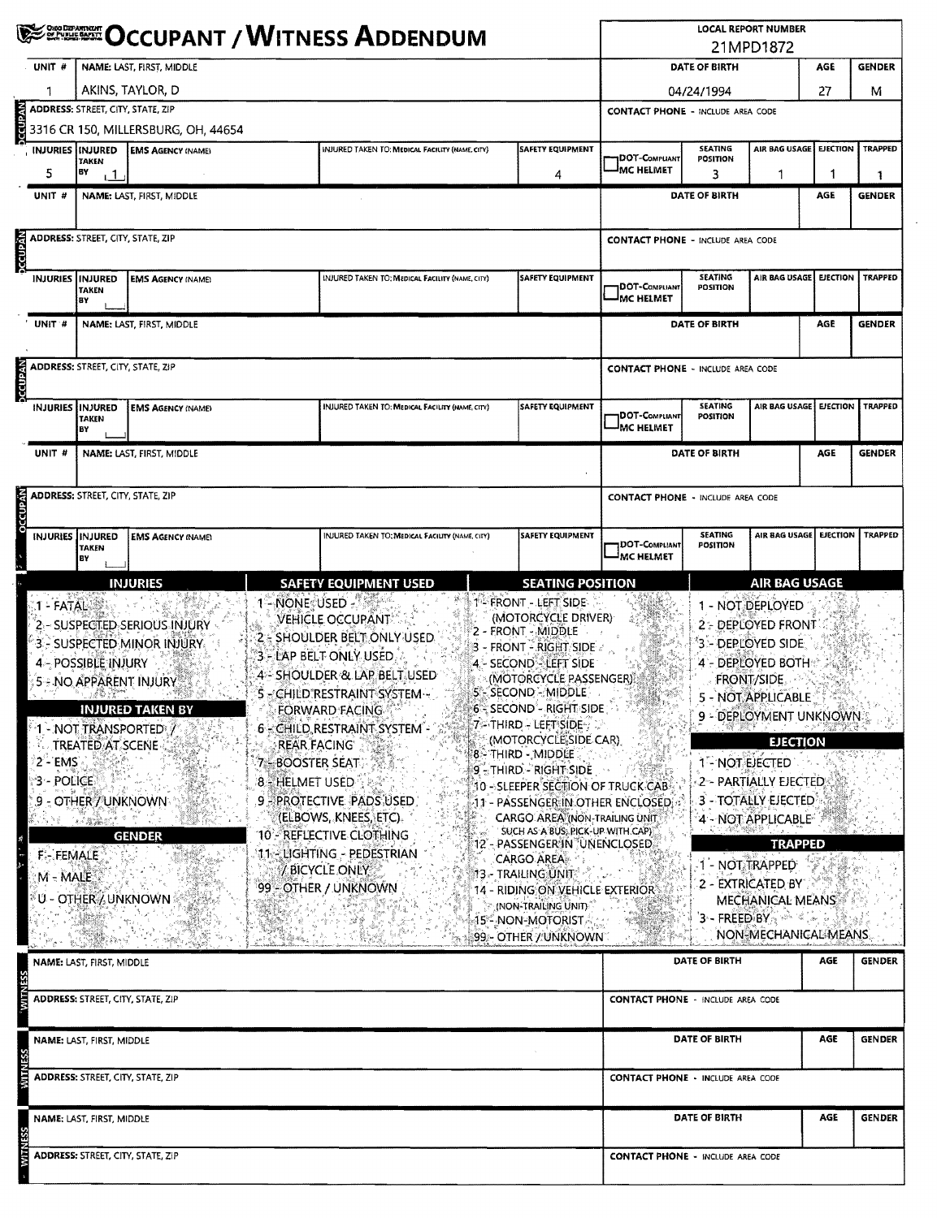# OCCUPANT / WITNESS ADDENDUM

Ohio Department of Public Safety

**LOCAL REPORT NUMBER:** 21MPD1872

## Occupant

| UNIT # | NAME: LAST, FIRST, MIDDLE | DATE OF BIRTH | AGE | GENDER |
|---|---|---|---|---|
| 1 | AKINS, TAYLOR, D | 04/24/1994 | 27 | M |

| ADDRESS: STREET, CITY, STATE, ZIP | CONTACT PHONE - INCLUDE AREA CODE |
|---|---|
| 3316 CR 150, MILLERSBURG, OH, 44654 | |

| INJURIES | INJURED TAKEN BY | EMS AGENCY (NAME) | INJURED TAKEN TO: MEDICAL FACILITY (NAME, CITY) | SAFETY EQUIPMENT | DOT-COMPLIANT MC HELMET | SEATING POSITION | AIR BAG USAGE | EJECTION | TRAPPED |
|---|---|---|---|---|---|---|---|---|---|
| 5 | 1 | | | 4 | | 3 | 1 | 1 | 1 |

## Occupant

| UNIT # | NAME: LAST, FIRST, MIDDLE | DATE OF BIRTH | AGE | GENDER |
|---|---|---|---|---|
| | | | | |

| ADDRESS: STREET, CITY, STATE, ZIP | CONTACT PHONE - INCLUDE AREA CODE |
|---|---|
| | |

| INJURIES | INJURED TAKEN BY | EMS AGENCY (NAME) | INJURED TAKEN TO: MEDICAL FACILITY (NAME, CITY) | SAFETY EQUIPMENT | DOT-COMPLIANT MC HELMET | SEATING POSITION | AIR BAG USAGE | EJECTION | TRAPPED |
|---|---|---|---|---|---|---|---|---|---|
| | | | | | | | | | |

## Occupant

| UNIT # | NAME: LAST, FIRST, MIDDLE | DATE OF BIRTH | AGE | GENDER |
|---|---|---|---|---|
| | | | | |

| ADDRESS: STREET, CITY, STATE, ZIP | CONTACT PHONE - INCLUDE AREA CODE |
|---|---|
| | |

| INJURIES | INJURED TAKEN BY | EMS AGENCY (NAME) | INJURED TAKEN TO: MEDICAL FACILITY (NAME, CITY) | SAFETY EQUIPMENT | DOT-COMPLIANT MC HELMET | SEATING POSITION | AIR BAG USAGE | EJECTION | TRAPPED |
|---|---|---|---|---|---|---|---|---|---|
| | | | | | | | | | |

## Occupant

| UNIT # | NAME: LAST, FIRST, MIDDLE | DATE OF BIRTH | AGE | GENDER |
|---|---|---|---|---|
| | | | | |

| ADDRESS: STREET, CITY, STATE, ZIP | CONTACT PHONE - INCLUDE AREA CODE |
|---|---|
| | |

| INJURIES | INJURED TAKEN BY | EMS AGENCY (NAME) | INJURED TAKEN TO: MEDICAL FACILITY (NAME, CITY) | SAFETY EQUIPMENT | DOT-COMPLIANT MC HELMET | SEATING POSITION | AIR BAG USAGE | EJECTION | TRAPPED |
|---|---|---|---|---|---|---|---|---|---|
| | | | | | | | | | |

## INJURIES
1 - FATAL
2 - SUSPECTED SERIOUS INJURY
3 - SUSPECTED MINOR INJURY
4 - POSSIBLE INJURY
5 - NO APPARENT INJURY

## INJURED TAKEN BY
1 - NOT TRANSPORTED / TREATED AT SCENE
2 - EMS
3 - POLICE
9 - OTHER / UNKNOWN

## GENDER
F - FEMALE
M - MALE
U - OTHER / UNKNOWN

## SAFETY EQUIPMENT USED
1 - NONE USED - VEHICLE OCCUPANT
2 - SHOULDER BELT ONLY USED
3 - LAP BELT ONLY USED
4 - SHOULDER & LAP BELT USED
5 - CHILD RESTRAINT SYSTEM - FORWARD FACING
6 - CHILD RESTRAINT SYSTEM - REAR FACING
7 - BOOSTER SEAT
8 - HELMET USED
9 - PROTECTIVE PADS USED (ELBOWS, KNEES, ETC)
10 - REFLECTIVE CLOTHING
11 - LIGHTING - PEDESTRIAN / BICYCLE ONLY
99 - OTHER / UNKNOWN

## SEATING POSITION
1 - FRONT - LEFT SIDE (MOTORCYCLE DRIVER)
2 - FRONT - MIDDLE
3 - FRONT - RIGHT SIDE
4 - SECOND - LEFT SIDE (MOTORCYCLE PASSENGER)
5 - SECOND - MIDDLE
6 - SECOND - RIGHT SIDE
7 - THIRD - LEFT SIDE (MOTORCYCLE SIDE CAR)
8 - THIRD - MIDDLE
9 - THIRD - RIGHT SIDE
10 - SLEEPER SECTION OF TRUCK CAB
11 - PASSENGER IN OTHER ENCLOSED CARGO AREA (NON-TRAILING UNIT SUCH AS A BUS, PICK-UP WITH CAP)
12 - PASSENGER IN UNENCLOSED CARGO AREA
13 - TRAILING UNIT
14 - RIDING ON VEHICLE EXTERIOR (NON-TRAILING UNIT)
15 - NON-MOTORIST
99 - OTHER / UNKNOWN

## AIR BAG USAGE
1 - NOT DEPLOYED
2 - DEPLOYED FRONT
3 - DEPLOYED SIDE
4 - DEPLOYED BOTH FRONT/SIDE
5 - NOT APPLICABLE
9 - DEPLOYMENT UNKNOWN

## EJECTION
1 - NOT EJECTED
2 - PARTIALLY EJECTED
3 - TOTALLY EJECTED
4 - NOT APPLICABLE

## TRAPPED
1 - NOT TRAPPED
2 - EXTRICATED BY MECHANICAL MEANS
3 - FREED BY NON-MECHANICAL MEANS

## Witness

| NAME: LAST, FIRST, MIDDLE | DATE OF BIRTH | AGE | GENDER |
|---|---|---|---|
| | | | |

| ADDRESS: STREET, CITY, STATE, ZIP | CONTACT PHONE - INCLUDE AREA CODE |
|---|---|
| | |

## Witness

| NAME: LAST, FIRST, MIDDLE | DATE OF BIRTH | AGE | GENDER |
|---|---|---|---|
| | | | |

| ADDRESS: STREET, CITY, STATE, ZIP | CONTACT PHONE - INCLUDE AREA CODE |
|---|---|
| | |

## Witness

| NAME: LAST, FIRST, MIDDLE | DATE OF BIRTH | AGE | GENDER |
|---|---|---|---|
| | | | |

| ADDRESS: STREET, CITY, STATE, ZIP | CONTACT PHONE - INCLUDE AREA CODE |
|---|---|
| | |